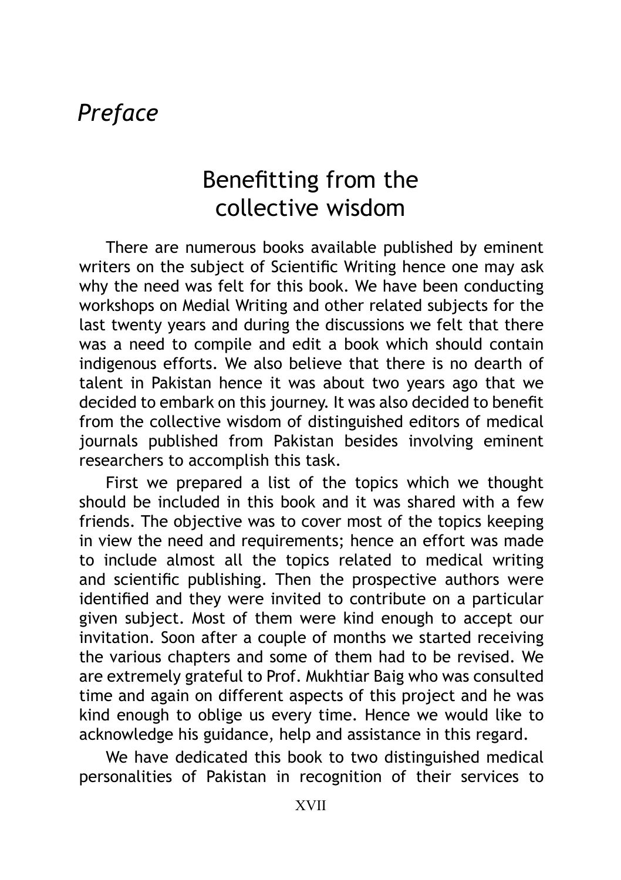# *Preface*

## Benefitting from the collective wisdom

There are numerous books available published by eminent writers on the subject of Scientific Writing hence one may ask why the need was felt for this book. We have been conducting workshops on Medial Writing and other related subjects for the last twenty years and during the discussions we felt that there was a need to compile and edit a book which should contain indigenous efforts. We also believe that there is no dearth of talent in Pakistan hence it was about two years ago that we decided to embark on this journey. It was also decided to benefit from the collective wisdom of distinguished editors of medical journals published from Pakistan besides involving eminent researchers to accomplish this task.

First we prepared a list of the topics which we thought should be included in this book and it was shared with a few friends. The objective was to cover most of the topics keeping in view the need and requirements; hence an effort was made to include almost all the topics related to medical writing and scientific publishing. Then the prospective authors were identified and they were invited to contribute on a particular given subject. Most of them were kind enough to accept our invitation. Soon after a couple of months we started receiving the various chapters and some of them had to be revised. We are extremely grateful to Prof. Mukhtiar Baig who was consulted time and again on different aspects of this project and he was kind enough to oblige us every time. Hence we would like to acknowledge his guidance, help and assistance in this regard.

We have dedicated this book to two distinguished medical personalities of Pakistan in recognition of their services to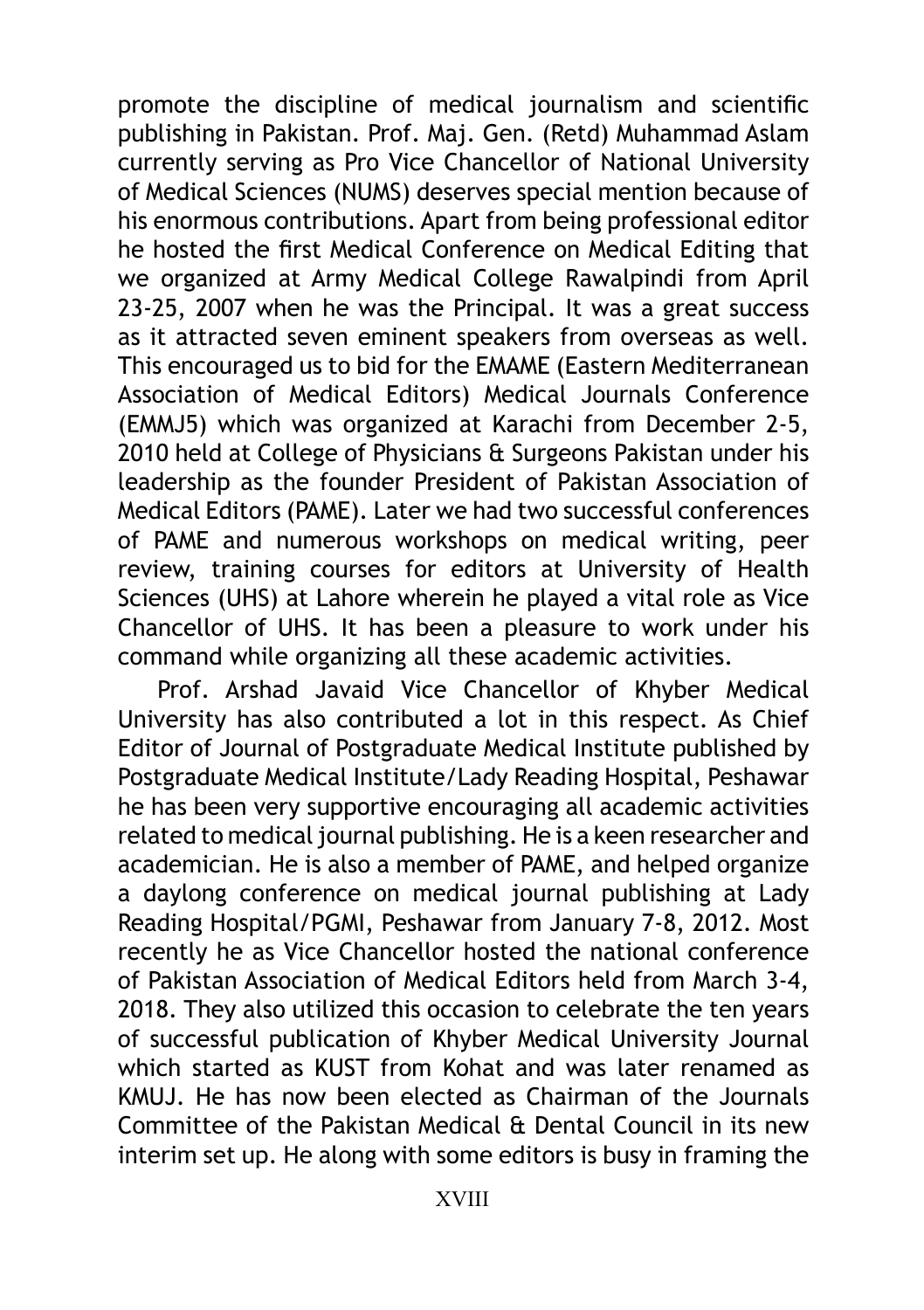promote the discipline of medical journalism and scientific publishing in Pakistan. Prof. Maj. Gen. (Retd) Muhammad Aslam currently serving as Pro Vice Chancellor of National University of Medical Sciences (NUMS) deserves special mention because of his enormous contributions. Apart from being professional editor he hosted the first Medical Conference on Medical Editing that we organized at Army Medical College Rawalpindi from April 23-25, 2007 when he was the Principal. It was a great success as it attracted seven eminent speakers from overseas as well. This encouraged us to bid for the EMAME (Eastern Mediterranean Association of Medical Editors) Medical Journals Conference (EMMJ5) which was organized at Karachi from December 2-5, 2010 held at College of Physicians & Surgeons Pakistan under his leadership as the founder President of Pakistan Association of Medical Editors (PAME). Later we had two successful conferences of PAME and numerous workshops on medical writing, peer review, training courses for editors at University of Health Sciences (UHS) at Lahore wherein he played a vital role as Vice Chancellor of UHS. It has been a pleasure to work under his command while organizing all these academic activities.

Prof. Arshad Javaid Vice Chancellor of Khyber Medical University has also contributed a lot in this respect. As Chief Editor of Journal of Postgraduate Medical Institute published by Postgraduate Medical Institute/Lady Reading Hospital, Peshawar he has been very supportive encouraging all academic activities related to medical journal publishing. He is a keen researcher and academician. He is also a member of PAME, and helped organize a daylong conference on medical journal publishing at Lady Reading Hospital/PGMI, Peshawar from January 7-8, 2012. Most recently he as Vice Chancellor hosted the national conference of Pakistan Association of Medical Editors held from March 3-4, 2018. They also utilized this occasion to celebrate the ten years of successful publication of Khyber Medical University Journal which started as KUST from Kohat and was later renamed as KMUJ. He has now been elected as Chairman of the Journals Committee of the Pakistan Medical & Dental Council in its new interim set up. He along with some editors is busy in framing the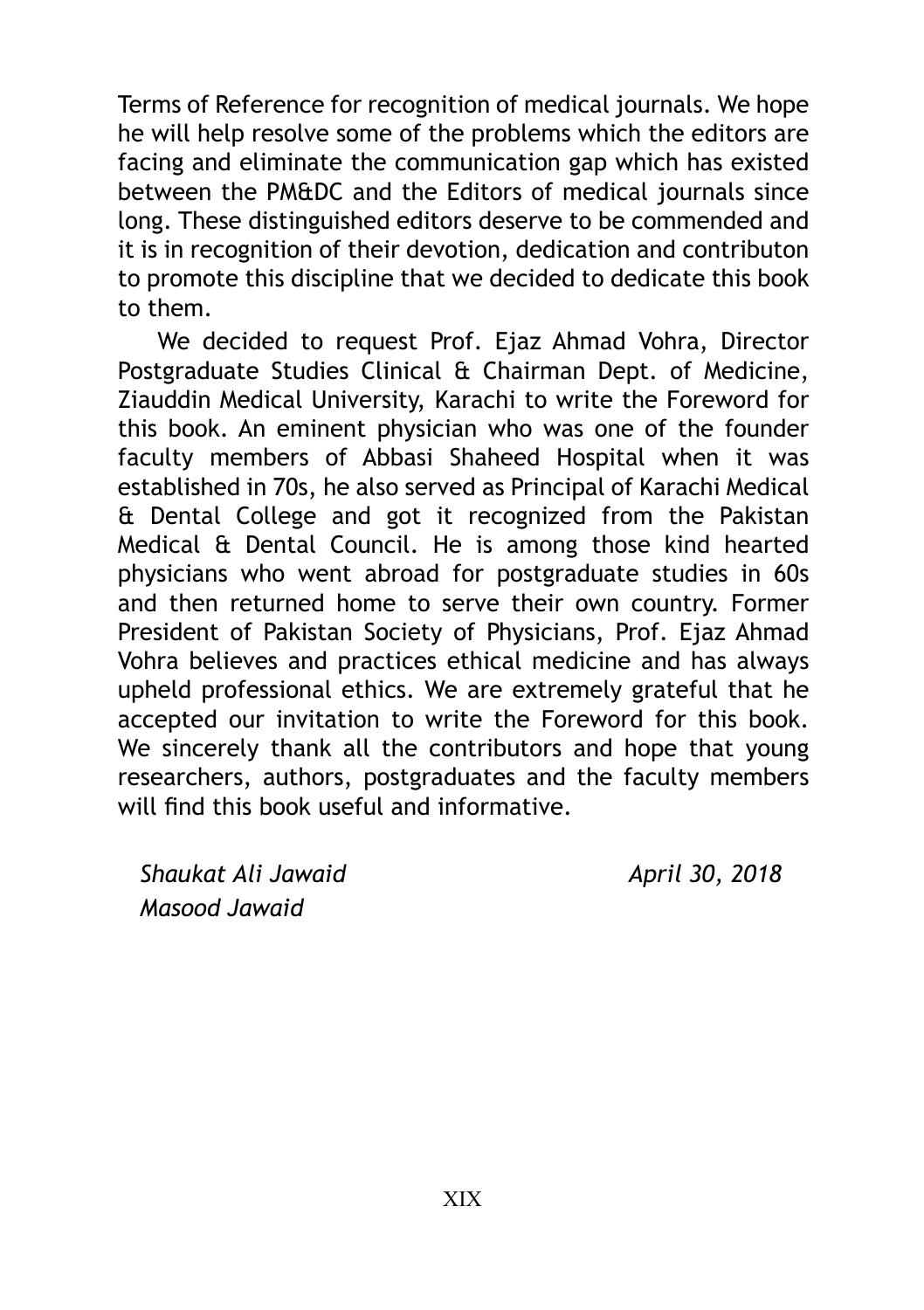Terms of Reference for recognition of medical journals. We hope he will help resolve some of the problems which the editors are facing and eliminate the communication gap which has existed between the PM&DC and the Editors of medical journals since long. These distinguished editors deserve to be commended and it is in recognition of their devotion, dedication and contributon to promote this discipline that we decided to dedicate this book to them.

We decided to request Prof. Ejaz Ahmad Vohra, Director Postgraduate Studies Clinical & Chairman Dept. of Medicine, Ziauddin Medical University, Karachi to write the Foreword for this book. An eminent physician who was one of the founder faculty members of Abbasi Shaheed Hospital when it was established in 70s, he also served as Principal of Karachi Medical & Dental College and got it recognized from the Pakistan Medical & Dental Council. He is among those kind hearted physicians who went abroad for postgraduate studies in 60s and then returned home to serve their own country. Former President of Pakistan Society of Physicians, Prof. Ejaz Ahmad Vohra believes and practices ethical medicine and has always upheld professional ethics. We are extremely grateful that he accepted our invitation to write the Foreword for this book. We sincerely thank all the contributors and hope that young researchers, authors, postgraduates and the faculty members will find this book useful and informative.

*Shaukat Ali Jawaid* *April 30, 2018*
*Masood Jawaid*